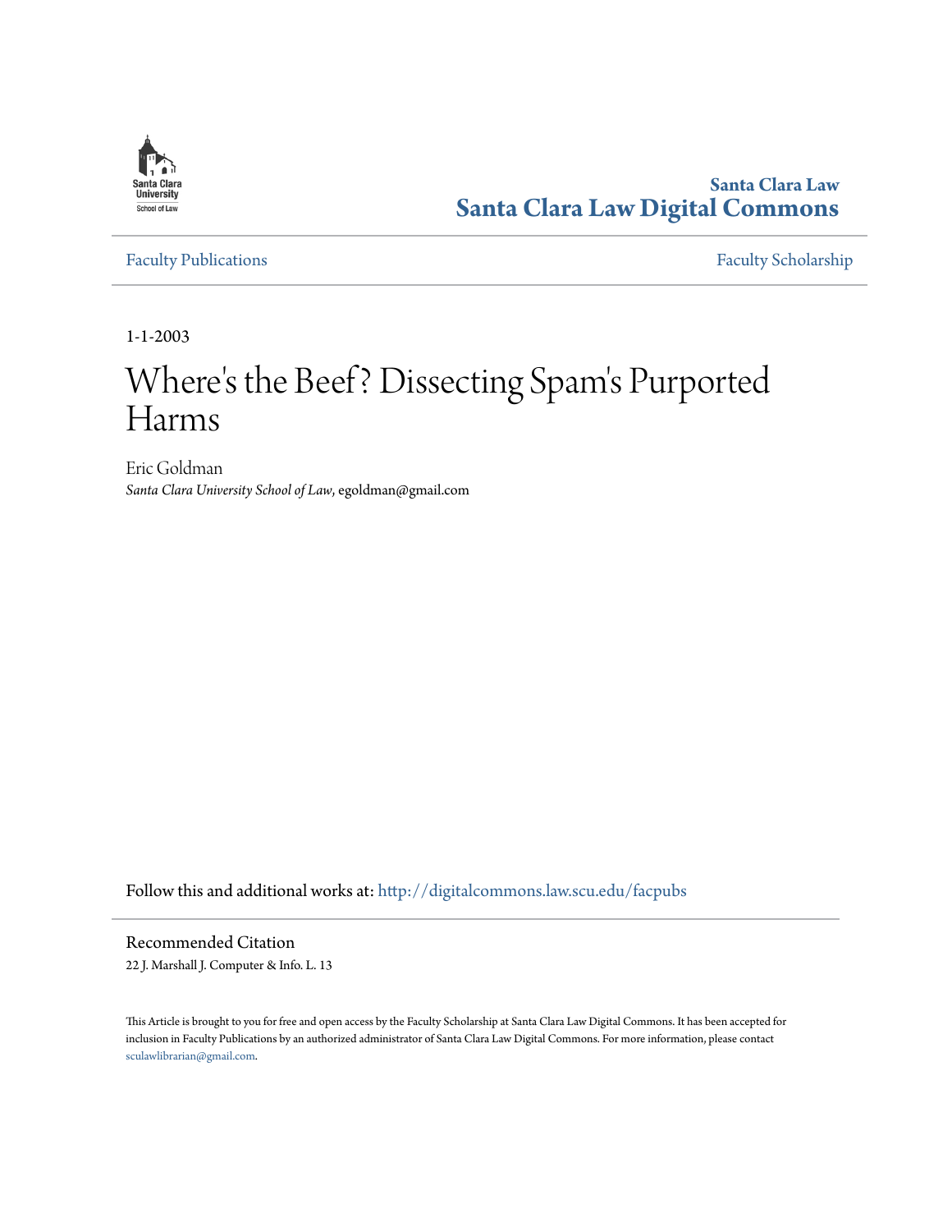Santa Clara Law
**Santa Clara Law Digital Commons**

Faculty Publications | Faculty Scholarship

1-1-2003

# Where's the Beef? Dissecting Spam's Purported Harms

Eric Goldman
*Santa Clara University School of Law*, egoldman@gmail.com

Follow this and additional works at: http://digitalcommons.law.scu.edu/facpubs

## Recommended Citation

22 J. Marshall J. Computer & Info. L. 13

This Article is brought to you for free and open access by the Faculty Scholarship at Santa Clara Law Digital Commons. It has been accepted for inclusion in Faculty Publications by an authorized administrator of Santa Clara Law Digital Commons. For more information, please contact sculawlibrarian@gmail.com.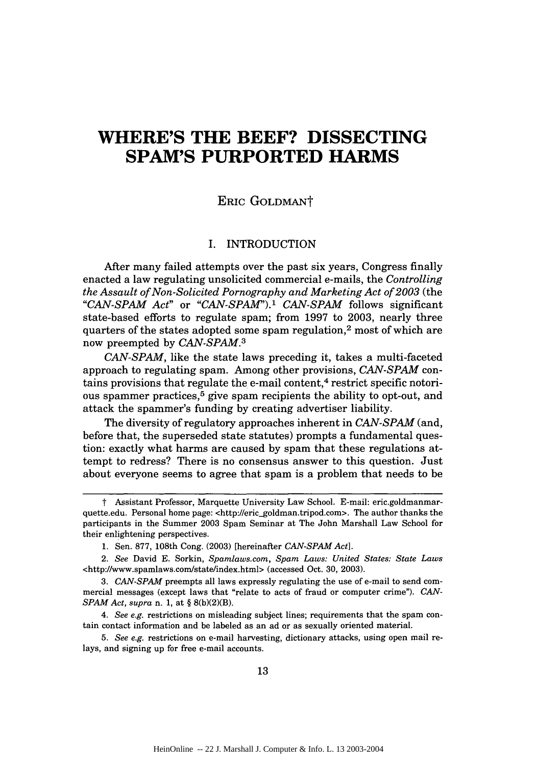# WHERE'S THE BEEF? DISSECTING SPAM'S PURPORTED HARMS

ERIC GOLDMAN†

## I. INTRODUCTION

After many failed attempts over the past six years, Congress finally enacted a law regulating unsolicited commercial e-mails, the *Controlling the Assault of Non-Solicited Pornography and Marketing Act of 2003* (the "*CAN-SPAM Act*" or "*CAN-SPAM*").[1] *CAN-SPAM* follows significant state-based efforts to regulate spam; from 1997 to 2003, nearly three quarters of the states adopted some spam regulation,[2] most of which are now preempted by *CAN-SPAM*.[3]

*CAN-SPAM*, like the state laws preceding it, takes a multi-faceted approach to regulating spam. Among other provisions, *CAN-SPAM* contains provisions that regulate the e-mail content,[4] restrict specific notorious spammer practices,[5] give spam recipients the ability to opt-out, and attack the spammer's funding by creating advertiser liability.

The diversity of regulatory approaches inherent in *CAN-SPAM* (and, before that, the superseded state statutes) prompts a fundamental question: exactly what harms are caused by spam that these regulations attempt to redress? There is no consensus answer to this question. Just about everyone seems to agree that spam is a problem that needs to be

---

† Assistant Professor, Marquette University Law School. E-mail: eric.goldmanmarquette.edu. Personal home page: <http://eric_goldman.tripod.com>. The author thanks the participants in the Summer 2003 Spam Seminar at The John Marshall Law School for their enlightening perspectives.

1. Sen. 877, 108th Cong. (2003) [hereinafter *CAN-SPAM Act*].

2. *See* David E. Sorkin, *Spamlaws.com*, *Spam Laws: United States: State Laws* <http://www.spamlaws.com/state/index.html> (accessed Oct. 30, 2003).

3. *CAN-SPAM* preempts all laws expressly regulating the use of e-mail to send commercial messages (except laws that "relate to acts of fraud or computer crime"). *CAN-SPAM Act*, *supra* n. 1, at § 8(b)(2)(B).

4. *See e.g.* restrictions on misleading subject lines; requirements that the spam contain contact information and be labeled as an ad or as sexually oriented material.

5. *See e.g.* restrictions on e-mail harvesting, dictionary attacks, using open mail relays, and signing up for free e-mail accounts.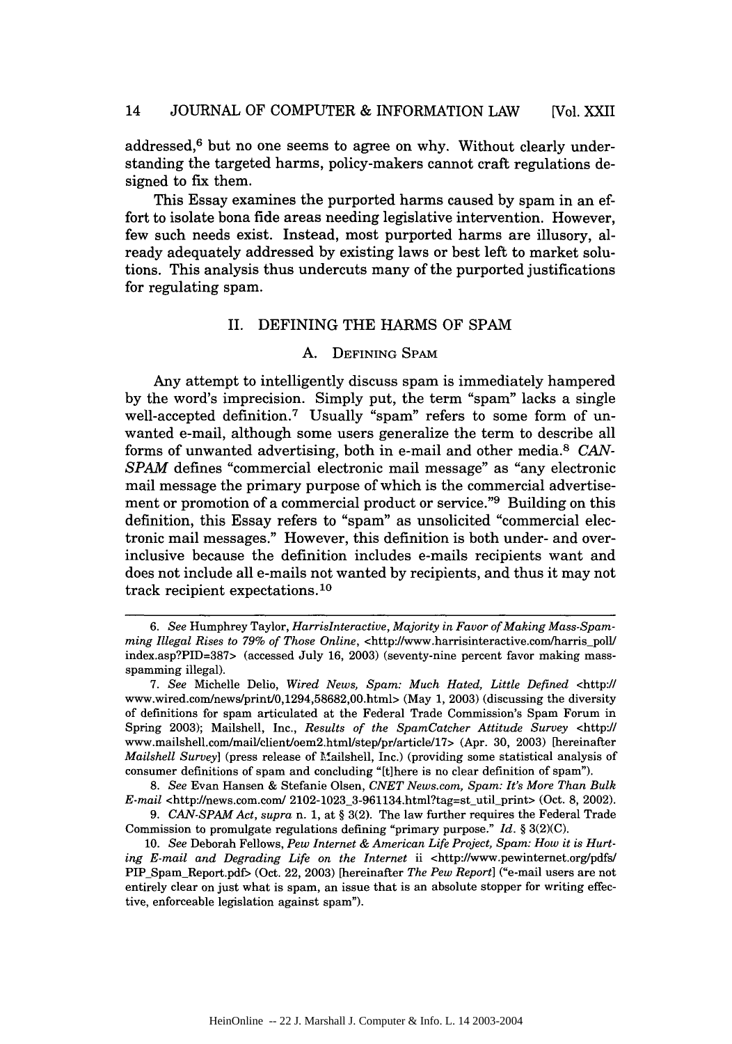addressed,[6] but no one seems to agree on why. Without clearly understanding the targeted harms, policy-makers cannot craft regulations designed to fix them.

This Essay examines the purported harms caused by spam in an effort to isolate bona fide areas needing legislative intervention. However, few such needs exist. Instead, most purported harms are illusory, already adequately addressed by existing laws or best left to market solutions. This analysis thus undercuts many of the purported justifications for regulating spam.

## II. DEFINING THE HARMS OF SPAM

### A. DEFINING SPAM

Any attempt to intelligently discuss spam is immediately hampered by the word's imprecision. Simply put, the term "spam" lacks a single well-accepted definition.[7] Usually "spam" refers to some form of unwanted e-mail, although some users generalize the term to describe all forms of unwanted advertising, both in e-mail and other media.[8] *CAN-SPAM* defines "commercial electronic mail message" as "any electronic mail message the primary purpose of which is the commercial advertisement or promotion of a commercial product or service."[9] Building on this definition, this Essay refers to "spam" as unsolicited "commercial electronic mail messages." However, this definition is both under- and over-inclusive because the definition includes e-mails recipients want and does not include all e-mails not wanted by recipients, and thus it may not track recipient expectations.[10]

---

6. *See* Humphrey Taylor, *HarrisInteractive, Majority in Favor of Making Mass-Spamming Illegal Rises to 79% of Those Online*, <http://www.harrisinteractive.com/harris_poll/index.asp?PID=387> (accessed July 16, 2003) (seventy-nine percent favor making mass-spamming illegal).

7. *See* Michelle Delio, *Wired News, Spam: Much Hated, Little Defined* <http://www.wired.com/news/print/0,1294,58682,00.html> (May 1, 2003) (discussing the diversity of definitions for spam articulated at the Federal Trade Commission's Spam Forum in Spring 2003); Mailshell, Inc., *Results of the SpamCatcher Attitude Survey* <http://www.mailshell.com/mail/client/oem2.html/step/pr/article/17> (Apr. 30, 2003) [hereinafter *Mailshell Survey*] (press release of Mailshell, Inc.) (providing some statistical analysis of consumer definitions of spam and concluding "[t]here is no clear definition of spam").

8. *See* Evan Hansen & Stefanie Olsen, *CNET News.com, Spam: It's More Than Bulk E-mail* <http://news.com.com/ 2102-1023_3-961134.html?tag=st_util_print> (Oct. 8, 2002).

9. *CAN-SPAM Act*, *supra* n. 1, at § 3(2). The law further requires the Federal Trade Commission to promulgate regulations defining "primary purpose." *Id.* § 3(2)(C).

10. *See* Deborah Fellows, *Pew Internet & American Life Project, Spam: How it is Hurting E-mail and Degrading Life on the Internet* ii <http://www.pewinternet.org/pdfs/PIP_Spam_Report.pdf> (Oct. 22, 2003) [hereinafter *The Pew Report*] ("e-mail users are not entirely clear on just what is spam, an issue that is an absolute stopper for writing effective, enforceable legislation against spam").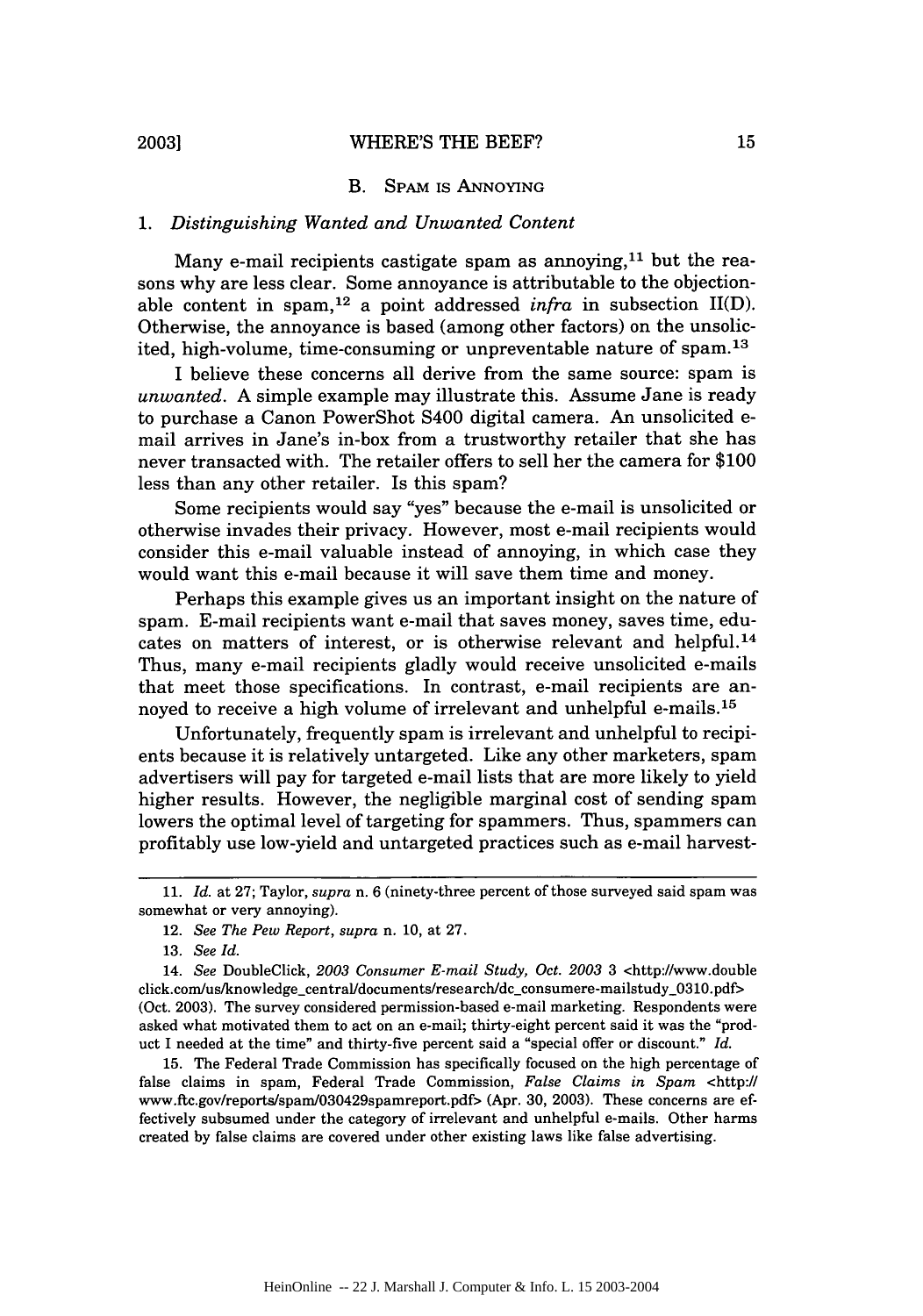### B. SPAM IS ANNOYING

#### 1. *Distinguishing Wanted and Unwanted Content*

Many e-mail recipients castigate spam as annoying,[11] but the reasons why are less clear. Some annoyance is attributable to the objectionable content in spam,[12] a point addressed *infra* in subsection II(D). Otherwise, the annoyance is based (among other factors) on the unsolicited, high-volume, time-consuming or unpreventable nature of spam.[13]

I believe these concerns all derive from the same source: spam is *unwanted*. A simple example may illustrate this. Assume Jane is ready to purchase a Canon PowerShot S400 digital camera. An unsolicited e-mail arrives in Jane's in-box from a trustworthy retailer that she has never transacted with. The retailer offers to sell her the camera for $100 less than any other retailer. Is this spam?

Some recipients would say "yes" because the e-mail is unsolicited or otherwise invades their privacy. However, most e-mail recipients would consider this e-mail valuable instead of annoying, in which case they would want this e-mail because it will save them time and money.

Perhaps this example gives us an important insight on the nature of spam. E-mail recipients want e-mail that saves money, saves time, educates on matters of interest, or is otherwise relevant and helpful.[14] Thus, many e-mail recipients gladly would receive unsolicited e-mails that meet those specifications. In contrast, e-mail recipients are annoyed to receive a high volume of irrelevant and unhelpful e-mails.[15]

Unfortunately, frequently spam is irrelevant and unhelpful to recipients because it is relatively untargeted. Like any other marketers, spam advertisers will pay for targeted e-mail lists that are more likely to yield higher results. However, the negligible marginal cost of sending spam lowers the optimal level of targeting for spammers. Thus, spammers can profitably use low-yield and untargeted practices such as e-mail harvest-

---

11. *Id.* at 27; Taylor, *supra* n. 6 (ninety-three percent of those surveyed said spam was somewhat or very annoying).

12. *See The Pew Report*, *supra* n. 10, at 27.

13. *See Id.*

14. *See* DoubleClick, *2003 Consumer E-mail Study, Oct. 2003* 3 <http://www.doubleclick.com/us/knowledge_central/documents/research/dc_consumere-mailstudy_0310.pdf> (Oct. 2003). The survey considered permission-based e-mail marketing. Respondents were asked what motivated them to act on an e-mail; thirty-eight percent said it was the "product I needed at the time" and thirty-five percent said a "special offer or discount." *Id.*

15. The Federal Trade Commission has specifically focused on the high percentage of false claims in spam, Federal Trade Commission, *False Claims in Spam* <http://www.ftc.gov/reports/spam/030429spamreport.pdf> (Apr. 30, 2003). These concerns are effectively subsumed under the category of irrelevant and unhelpful e-mails. Other harms created by false claims are covered under other existing laws like false advertising.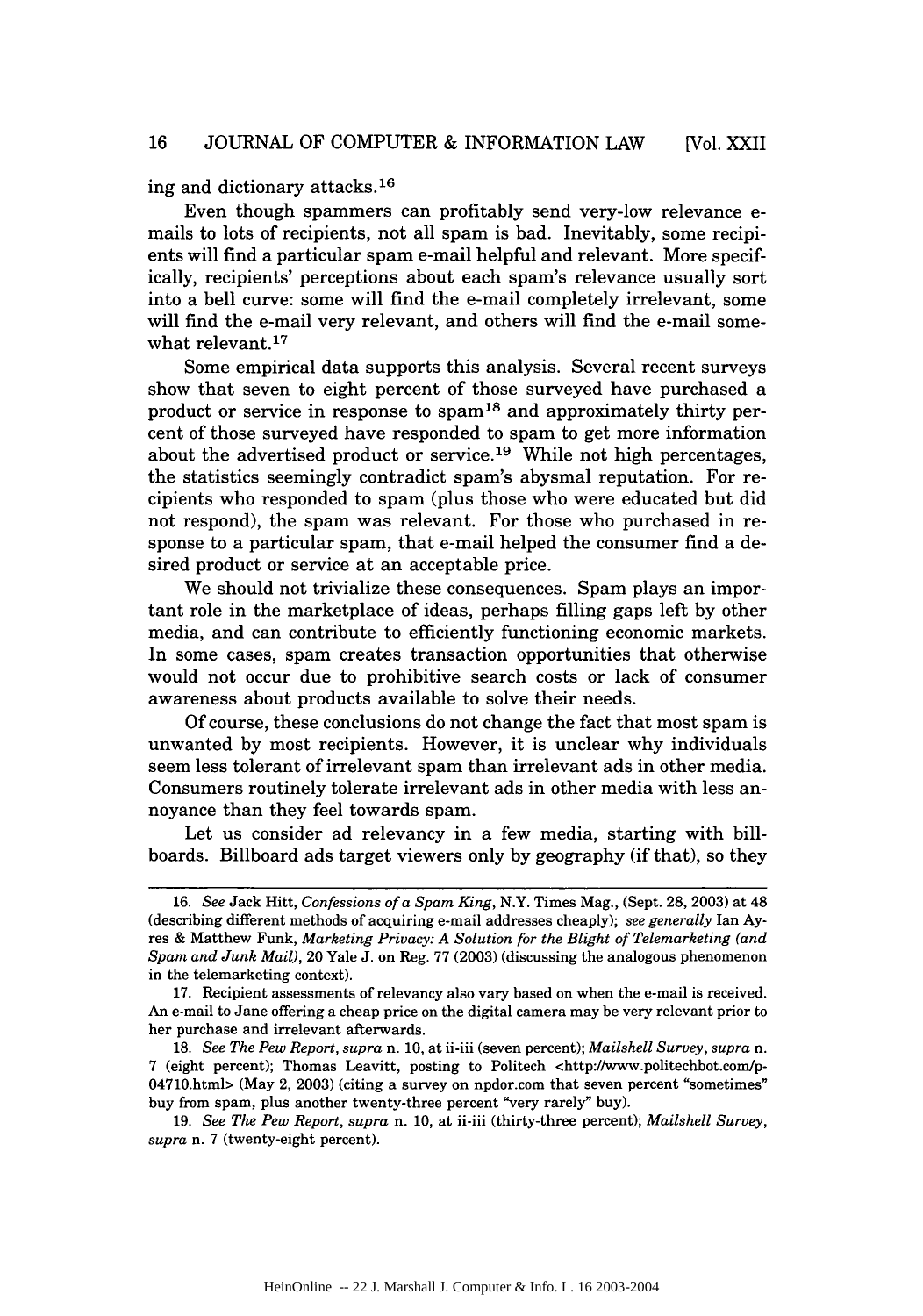ing and dictionary attacks.[16]

Even though spammers can profitably send very-low relevance e-mails to lots of recipients, not all spam is bad. Inevitably, some recipients will find a particular spam e-mail helpful and relevant. More specifically, recipients' perceptions about each spam's relevance usually sort into a bell curve: some will find the e-mail completely irrelevant, some will find the e-mail very relevant, and others will find the e-mail somewhat relevant.[17]

Some empirical data supports this analysis. Several recent surveys show that seven to eight percent of those surveyed have purchased a product or service in response to spam[18] and approximately thirty percent of those surveyed have responded to spam to get more information about the advertised product or service.[19] While not high percentages, the statistics seemingly contradict spam's abysmal reputation. For recipients who responded to spam (plus those who were educated but did not respond), the spam was relevant. For those who purchased in response to a particular spam, that e-mail helped the consumer find a desired product or service at an acceptable price.

We should not trivialize these consequences. Spam plays an important role in the marketplace of ideas, perhaps filling gaps left by other media, and can contribute to efficiently functioning economic markets. In some cases, spam creates transaction opportunities that otherwise would not occur due to prohibitive search costs or lack of consumer awareness about products available to solve their needs.

Of course, these conclusions do not change the fact that most spam is unwanted by most recipients. However, it is unclear why individuals seem less tolerant of irrelevant spam than irrelevant ads in other media. Consumers routinely tolerate irrelevant ads in other media with less annoyance than they feel towards spam.

Let us consider ad relevancy in a few media, starting with billboards. Billboard ads target viewers only by geography (if that), so they

---

16. *See* Jack Hitt, *Confessions of a Spam King*, N.Y. Times Mag., (Sept. 28, 2003) at 48 (describing different methods of acquiring e-mail addresses cheaply); *see generally* Ian Ayres & Matthew Funk, *Marketing Privacy: A Solution for the Blight of Telemarketing (and Spam and Junk Mail)*, 20 Yale J. on Reg. 77 (2003) (discussing the analogous phenomenon in the telemarketing context).

17. Recipient assessments of relevancy also vary based on when the e-mail is received. An e-mail to Jane offering a cheap price on the digital camera may be very relevant prior to her purchase and irrelevant afterwards.

18. *See The Pew Report*, *supra* n. 10, at ii-iii (seven percent); *Mailshell Survey*, *supra* n. 7 (eight percent); Thomas Leavitt, posting to Politech <http://www.politechbot.com/p-04710.html> (May 2, 2003) (citing a survey on npdor.com that seven percent "sometimes" buy from spam, plus another twenty-three percent "very rarely" buy).

19. *See The Pew Report*, *supra* n. 10, at ii-iii (thirty-three percent); *Mailshell Survey*, *supra* n. 7 (twenty-eight percent).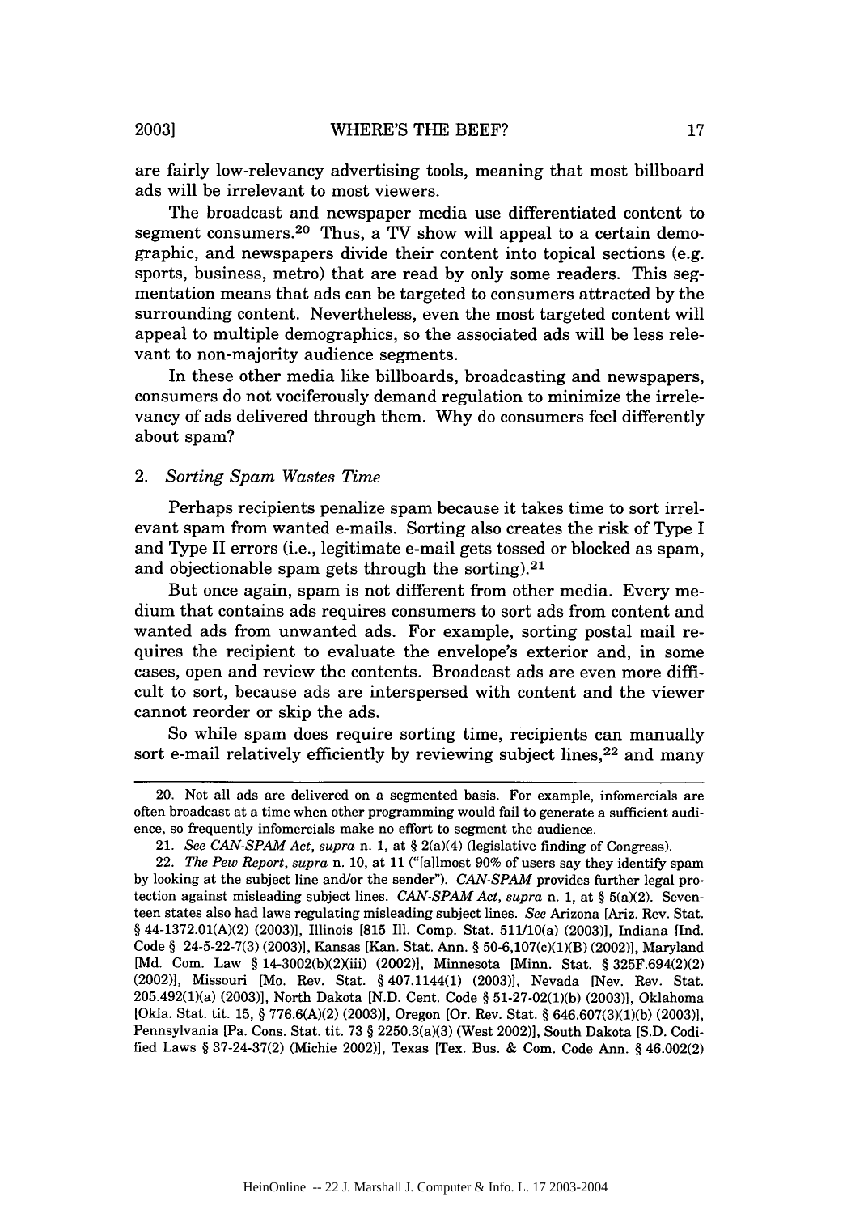are fairly low-relevancy advertising tools, meaning that most billboard ads will be irrelevant to most viewers.

The broadcast and newspaper media use differentiated content to segment consumers.[20] Thus, a TV show will appeal to a certain demographic, and newspapers divide their content into topical sections (e.g. sports, business, metro) that are read by only some readers. This segmentation means that ads can be targeted to consumers attracted by the surrounding content. Nevertheless, even the most targeted content will appeal to multiple demographics, so the associated ads will be less relevant to non-majority audience segments.

In these other media like billboards, broadcasting and newspapers, consumers do not vociferously demand regulation to minimize the irrelevancy of ads delivered through them. Why do consumers feel differently about spam?

### 2. *Sorting Spam Wastes Time*

Perhaps recipients penalize spam because it takes time to sort irrelevant spam from wanted e-mails. Sorting also creates the risk of Type I and Type II errors (i.e., legitimate e-mail gets tossed or blocked as spam, and objectionable spam gets through the sorting).[21]

But once again, spam is not different from other media. Every medium that contains ads requires consumers to sort ads from content and wanted ads from unwanted ads. For example, sorting postal mail requires the recipient to evaluate the envelope's exterior and, in some cases, open and review the contents. Broadcast ads are even more difficult to sort, because ads are interspersed with content and the viewer cannot reorder or skip the ads.

So while spam does require sorting time, recipients can manually sort e-mail relatively efficiently by reviewing subject lines,[22] and many

---

20. Not all ads are delivered on a segmented basis. For example, infomercials are often broadcast at a time when other programming would fail to generate a sufficient audience, so frequently infomercials make no effort to segment the audience.

21. *See CAN-SPAM Act*, *supra* n. 1, at § 2(a)(4) (legislative finding of Congress).

22. *The Pew Report*, *supra* n. 10, at 11 ("[a]lmost 90% of users say they identify spam by looking at the subject line and/or the sender"). *CAN-SPAM* provides further legal protection against misleading subject lines. *CAN-SPAM Act*, *supra* n. 1, at § 5(a)(2). Seventeen states also had laws regulating misleading subject lines. *See* Arizona [Ariz. Rev. Stat. § 44-1372.01(A)(2) (2003)], Illinois [815 Ill. Comp. Stat. 511/10(a) (2003)], Indiana [Ind. Code § 24-5-22-7(3) (2003)], Kansas [Kan. Stat. Ann. § 50-6,107(c)(1)(B) (2002)], Maryland [Md. Com. Law § 14-3002(b)(2)(iii) (2002)], Minnesota [Minn. Stat. § 325F.694(2)(2) (2002)], Missouri [Mo. Rev. Stat. § 407.1144(1) (2003)], Nevada [Nev. Rev. Stat. 205.492(1)(a) (2003)], North Dakota [N.D. Cent. Code § 51-27-02(1)(b) (2003)], Oklahoma [Okla. Stat. tit. 15, § 776.6(A)(2) (2003)], Oregon [Or. Rev. Stat. § 646.607(3)(1)(b) (2003)], Pennsylvania [Pa. Cons. Stat. tit. 73 § 2250.3(a)(3) (West 2002)], South Dakota [S.D. Codified Laws § 37-24-37(2) (Michie 2002)], Texas [Tex. Bus. & Com. Code Ann. § 46.002(2)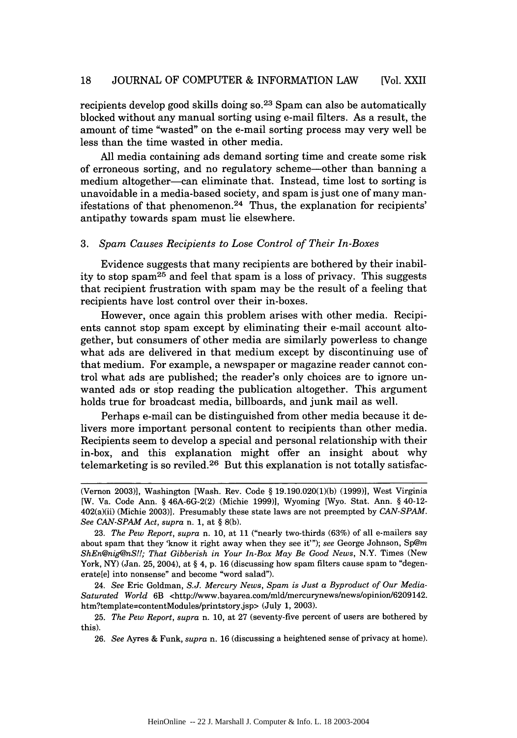recipients develop good skills doing so.[23] Spam can also be automatically blocked without any manual sorting using e-mail filters. As a result, the amount of time "wasted" on the e-mail sorting process may very well be less than the time wasted in other media.

All media containing ads demand sorting time and create some risk of erroneous sorting, and no regulatory scheme—other than banning a medium altogether—can eliminate that. Instead, time lost to sorting is unavoidable in a media-based society, and spam is just one of many manifestations of that phenomenon.[24] Thus, the explanation for recipients' antipathy towards spam must lie elsewhere.

### 3. *Spam Causes Recipients to Lose Control of Their In-Boxes*

Evidence suggests that many recipients are bothered by their inability to stop spam[25] and feel that spam is a loss of privacy. This suggests that recipient frustration with spam may be the result of a feeling that recipients have lost control over their in-boxes.

However, once again this problem arises with other media. Recipients cannot stop spam except by eliminating their e-mail account altogether, but consumers of other media are similarly powerless to change what ads are delivered in that medium except by discontinuing use of that medium. For example, a newspaper or magazine reader cannot control what ads are published; the reader's only choices are to ignore unwanted ads or stop reading the publication altogether. This argument holds true for broadcast media, billboards, and junk mail as well.

Perhaps e-mail can be distinguished from other media because it delivers more important personal content to recipients than other media. Recipients seem to develop a special and personal relationship with their in-box, and this explanation might offer an insight about why telemarketing is so reviled.[26] But this explanation is not totally satisfac-

---

(Vernon 2003)], Washington [Wash. Rev. Code § 19.190.020(1)(b) (1999)], West Virginia [W. Va. Code Ann. § 46A-6G-2(2) (Michie 1999)], Wyoming [Wyo. Stat. Ann. § 40-12-402(a)(ii) (Michie 2003)]. Presumably these state laws are not preempted by *CAN-SPAM*. *See CAN-SPAM Act*, *supra* n. 1, at § 8(b).

23. *The Pew Report*, *supra* n. 10, at 11 ("nearly two-thirds (63%) of all e-mailers say about spam that they 'know it right away when they see it'"); *see* George Johnson, *Sp@m ShEn@nig@nS!!; That Gibberish in Your In-Box May Be Good News*, N.Y. Times (New York, NY) (Jan. 25, 2004), at § 4, p. 16 (discussing how spam filters cause spam to "degenerate[e] into nonsense" and become "word salad").

24. *See* Eric Goldman, *S.J. Mercury News*, *Spam is Just a Byproduct of Our Media-Saturated World* 6B <http://www.bayarea.com/mld/mercurynews/news/opinion/6209142.htm?template=contentModules/printstory.jsp> (July 1, 2003).

25. *The Pew Report*, *supra* n. 10, at 27 (seventy-five percent of users are bothered by this).

26. *See* Ayres & Funk, *supra* n. 16 (discussing a heightened sense of privacy at home).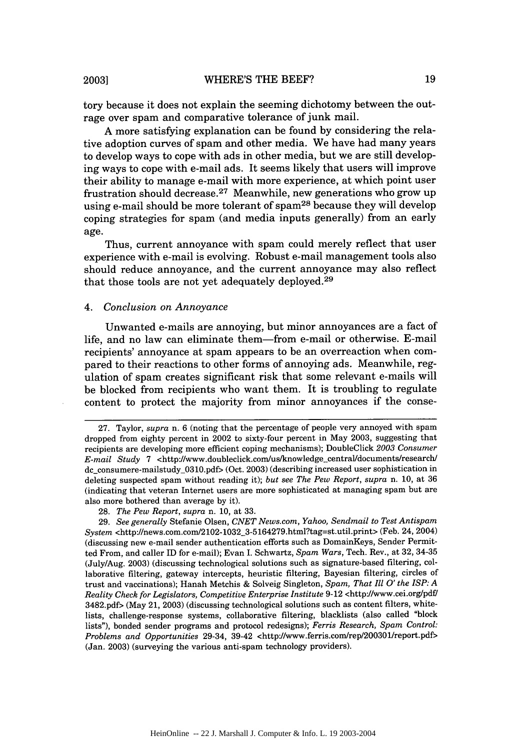tory because it does not explain the seeming dichotomy between the outrage over spam and comparative tolerance of junk mail.

A more satisfying explanation can be found by considering the relative adoption curves of spam and other media. We have had many years to develop ways to cope with ads in other media, but we are still developing ways to cope with e-mail ads. It seems likely that users will improve their ability to manage e-mail with more experience, at which point user frustration should decrease.[27] Meanwhile, new generations who grow up using e-mail should be more tolerant of spam[28] because they will develop coping strategies for spam (and media inputs generally) from an early age.

Thus, current annoyance with spam could merely reflect that user experience with e-mail is evolving. Robust e-mail management tools also should reduce annoyance, and the current annoyance may also reflect that those tools are not yet adequately deployed.[29]

#### 4. *Conclusion on Annoyance*

Unwanted e-mails are annoying, but minor annoyances are a fact of life, and no law can eliminate them—from e-mail or otherwise. E-mail recipients' annoyance at spam appears to be an overreaction when compared to their reactions to other forms of annoying ads. Meanwhile, regulation of spam creates significant risk that some relevant e-mails will be blocked from recipients who want them. It is troubling to regulate content to protect the majority from minor annoyances if the conse-

---

27. Taylor, *supra* n. 6 (noting that the percentage of people very annoyed with spam dropped from eighty percent in 2002 to sixty-four percent in May 2003, suggesting that recipients are developing more efficient coping mechanisms); DoubleClick *2003 Consumer E-mail Study* 7 <http://www.doubleclick.com/us/knowledge_central/documents/research/dc_consumere-mailstudy_0310.pdf> (Oct. 2003) (describing increased user sophistication in deleting suspected spam without reading it); *but see The Pew Report*, *supra* n. 10, at 36 (indicating that veteran Internet users are more sophisticated at managing spam but are also more bothered than average by it).

28. *The Pew Report*, *supra* n. 10, at 33.

29. *See generally* Stefanie Olsen, *CNET News.com, Yahoo, Sendmail to Test Antispam System* <http://news.com.com/2102-1032_3-5164279.html?tag=st.util.print> (Feb. 24, 2004) (discussing new e-mail sender authentication efforts such as DomainKeys, Sender Permitted From, and caller ID for e-mail); Evan I. Schwartz, *Spam Wars*, Tech. Rev., at 32, 34-35 (July/Aug. 2003) (discussing technological solutions such as signature-based filtering, collaborative filtering, gateway intercepts, heuristic filtering, Bayesian filtering, circles of trust and vaccinations); Hanah Metchis & Solveig Singleton, *Spam, That Ill O' the ISP: A Reality Check for Legislators, Competitive Enterprise Institute* 9-12 <http://www.cei.org/pdf/3482.pdf> (May 21, 2003) (discussing technological solutions such as content filters, whitelists, challenge-response systems, collaborative filtering, blacklists (also called "block lists"), bonded sender programs and protocol redesigns); *Ferris Research, Spam Control: Problems and Opportunities* 29-34, 39-42 <http://www.ferris.com/rep/200301/report.pdf> (Jan. 2003) (surveying the various anti-spam technology providers).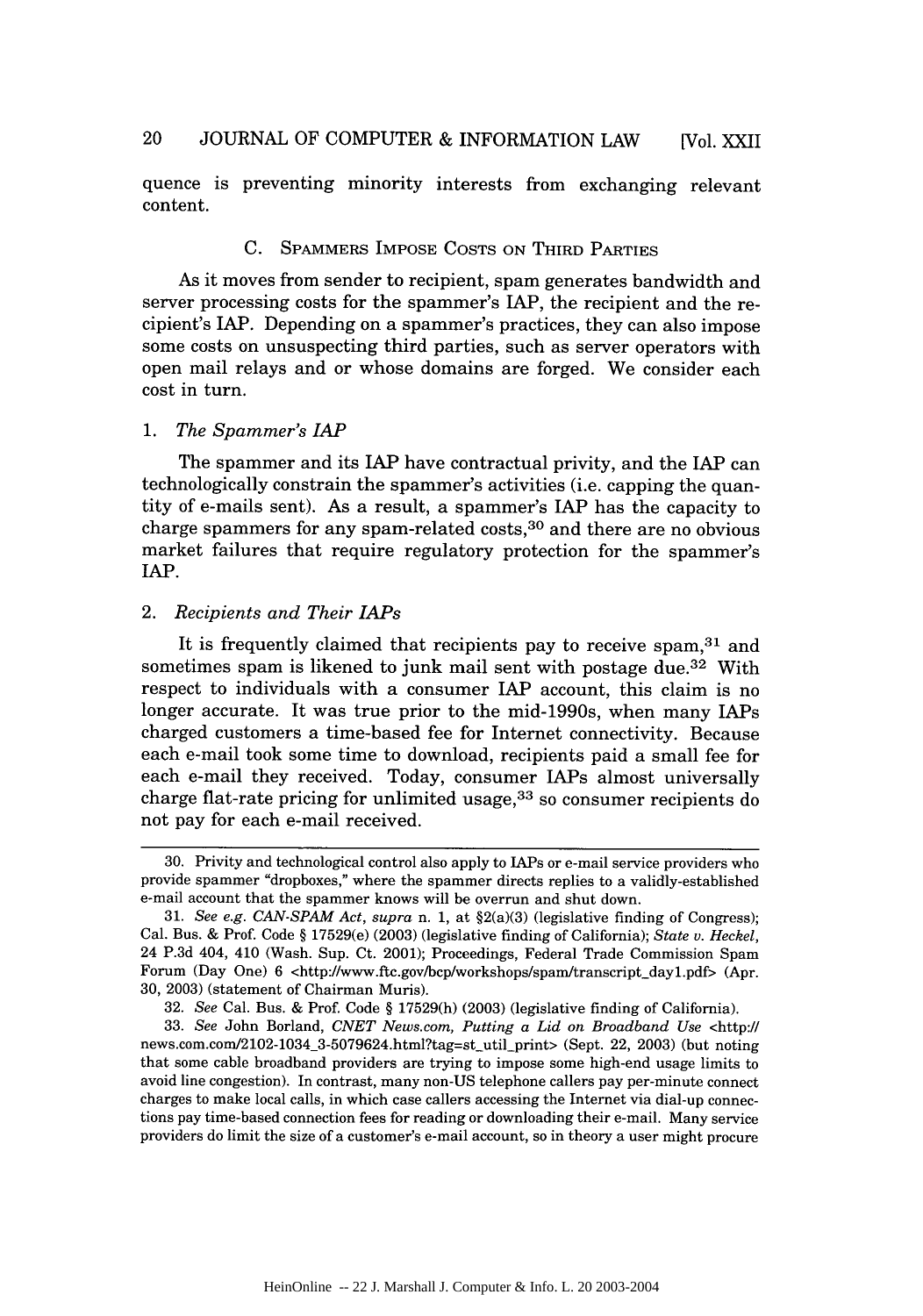quence is preventing minority interests from exchanging relevant content.

### C. Spammers Impose Costs on Third Parties

As it moves from sender to recipient, spam generates bandwidth and server processing costs for the spammer's IAP, the recipient and the recipient's IAP. Depending on a spammer's practices, they can also impose some costs on unsuspecting third parties, such as server operators with open mail relays and or whose domains are forged. We consider each cost in turn.

#### 1. *The Spammer's IAP*

The spammer and its IAP have contractual privity, and the IAP can technologically constrain the spammer's activities (i.e. capping the quantity of e-mails sent). As a result, a spammer's IAP has the capacity to charge spammers for any spam-related costs,[30] and there are no obvious market failures that require regulatory protection for the spammer's IAP.

#### 2. *Recipients and Their IAPs*

It is frequently claimed that recipients pay to receive spam,[31] and sometimes spam is likened to junk mail sent with postage due.[32] With respect to individuals with a consumer IAP account, this claim is no longer accurate. It was true prior to the mid-1990s, when many IAPs charged customers a time-based fee for Internet connectivity. Because each e-mail took some time to download, recipients paid a small fee for each e-mail they received. Today, consumer IAPs almost universally charge flat-rate pricing for unlimited usage,[33] so consumer recipients do not pay for each e-mail received.

---

30. Privity and technological control also apply to IAPs or e-mail service providers who provide spammer "dropboxes," where the spammer directs replies to a validly-established e-mail account that the spammer knows will be overrun and shut down.

31. *See e.g. CAN-SPAM Act*, *supra* n. 1, at §2(a)(3) (legislative finding of Congress); Cal. Bus. & Prof. Code § 17529(e) (2003) (legislative finding of California); *State v. Heckel*, 24 P.3d 404, 410 (Wash. Sup. Ct. 2001); Proceedings, Federal Trade Commission Spam Forum (Day One) 6 <http://www.ftc.gov/bcp/workshops/spam/transcript_day1.pdf> (Apr. 30, 2003) (statement of Chairman Muris).

32. *See* Cal. Bus. & Prof. Code § 17529(h) (2003) (legislative finding of California).

33. *See* John Borland, *CNET News.com, Putting a Lid on Broadband Use* <http://news.com.com/2102-1034_3-5079624.html?tag=st_util_print> (Sept. 22, 2003) (but noting that some cable broadband providers are trying to impose some high-end usage limits to avoid line congestion). In contrast, many non-US telephone callers pay per-minute connect charges to make local calls, in which case callers accessing the Internet via dial-up connections pay time-based connection fees for reading or downloading their e-mail. Many service providers do limit the size of a customer's e-mail account, so in theory a user might procure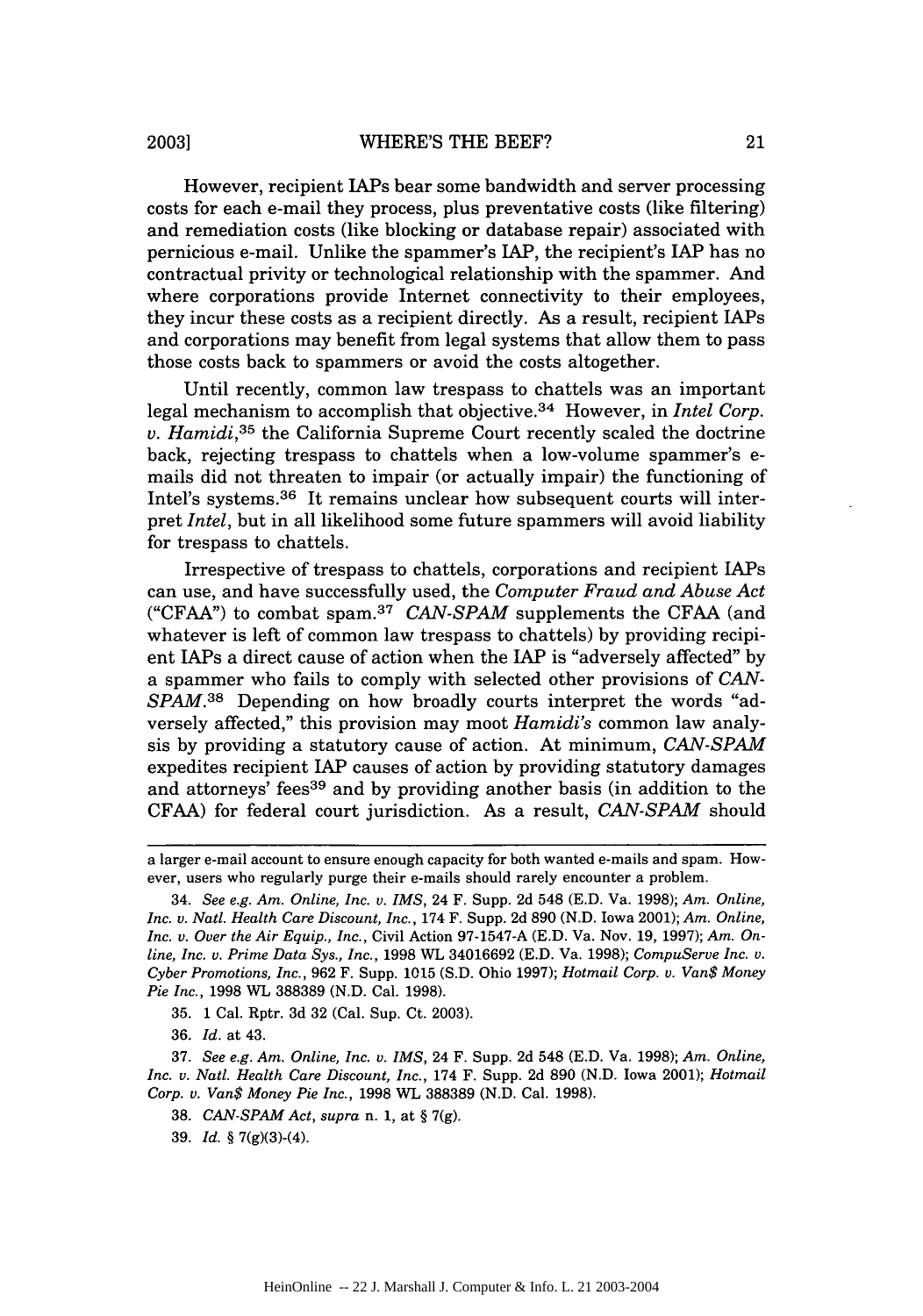However, recipient IAPs bear some bandwidth and server processing costs for each e-mail they process, plus preventative costs (like filtering) and remediation costs (like blocking or database repair) associated with pernicious e-mail. Unlike the spammer's IAP, the recipient's IAP has no contractual privity or technological relationship with the spammer. And where corporations provide Internet connectivity to their employees, they incur these costs as a recipient directly. As a result, recipient IAPs and corporations may benefit from legal systems that allow them to pass those costs back to spammers or avoid the costs altogether.

Until recently, common law trespass to chattels was an important legal mechanism to accomplish that objective.[34] However, in *Intel Corp. v. Hamidi*,[35] the California Supreme Court recently scaled the doctrine back, rejecting trespass to chattels when a low-volume spammer's e-mails did not threaten to impair (or actually impair) the functioning of Intel's systems.[36] It remains unclear how subsequent courts will interpret *Intel*, but in all likelihood some future spammers will avoid liability for trespass to chattels.

Irrespective of trespass to chattels, corporations and recipient IAPs can use, and have successfully used, the *Computer Fraud and Abuse Act* ("CFAA") to combat spam.[37] *CAN-SPAM* supplements the CFAA (and whatever is left of common law trespass to chattels) by providing recipient IAPs a direct cause of action when the IAP is "adversely affected" by a spammer who fails to comply with selected other provisions of *CAN-SPAM*.[38] Depending on how broadly courts interpret the words "adversely affected," this provision may moot *Hamidi's* common law analysis by providing a statutory cause of action. At minimum, *CAN-SPAM* expedites recipient IAP causes of action by providing statutory damages and attorneys' fees[39] and by providing another basis (in addition to the CFAA) for federal court jurisdiction. As a result, *CAN-SPAM* should

---

a larger e-mail account to ensure enough capacity for both wanted e-mails and spam. However, users who regularly purge their e-mails should rarely encounter a problem.

34. *See e.g. Am. Online, Inc. v. IMS*, 24 F. Supp. 2d 548 (E.D. Va. 1998); *Am. Online, Inc. v. Natl. Health Care Discount, Inc.*, 174 F. Supp. 2d 890 (N.D. Iowa 2001); *Am. Online, Inc. v. Over the Air Equip., Inc.*, Civil Action 97-1547-A (E.D. Va. Nov. 19, 1997); *Am. Online, Inc. v. Prime Data Sys., Inc.*, 1998 WL 34016692 (E.D. Va. 1998); *CompuServe Inc. v. Cyber Promotions, Inc.*, 962 F. Supp. 1015 (S.D. Ohio 1997); *Hotmail Corp. v. Van$ Money Pie Inc.*, 1998 WL 388389 (N.D. Cal. 1998).

35. 1 Cal. Rptr. 3d 32 (Cal. Sup. Ct. 2003).

36. *Id.* at 43.

37. *See e.g. Am. Online, Inc. v. IMS*, 24 F. Supp. 2d 548 (E.D. Va. 1998); *Am. Online, Inc. v. Natl. Health Care Discount, Inc.*, 174 F. Supp. 2d 890 (N.D. Iowa 2001); *Hotmail Corp. v. Van$ Money Pie Inc.*, 1998 WL 388389 (N.D. Cal. 1998).

38. *CAN-SPAM Act*, *supra* n. 1, at § 7(g).

39. *Id.* § 7(g)(3)-(4).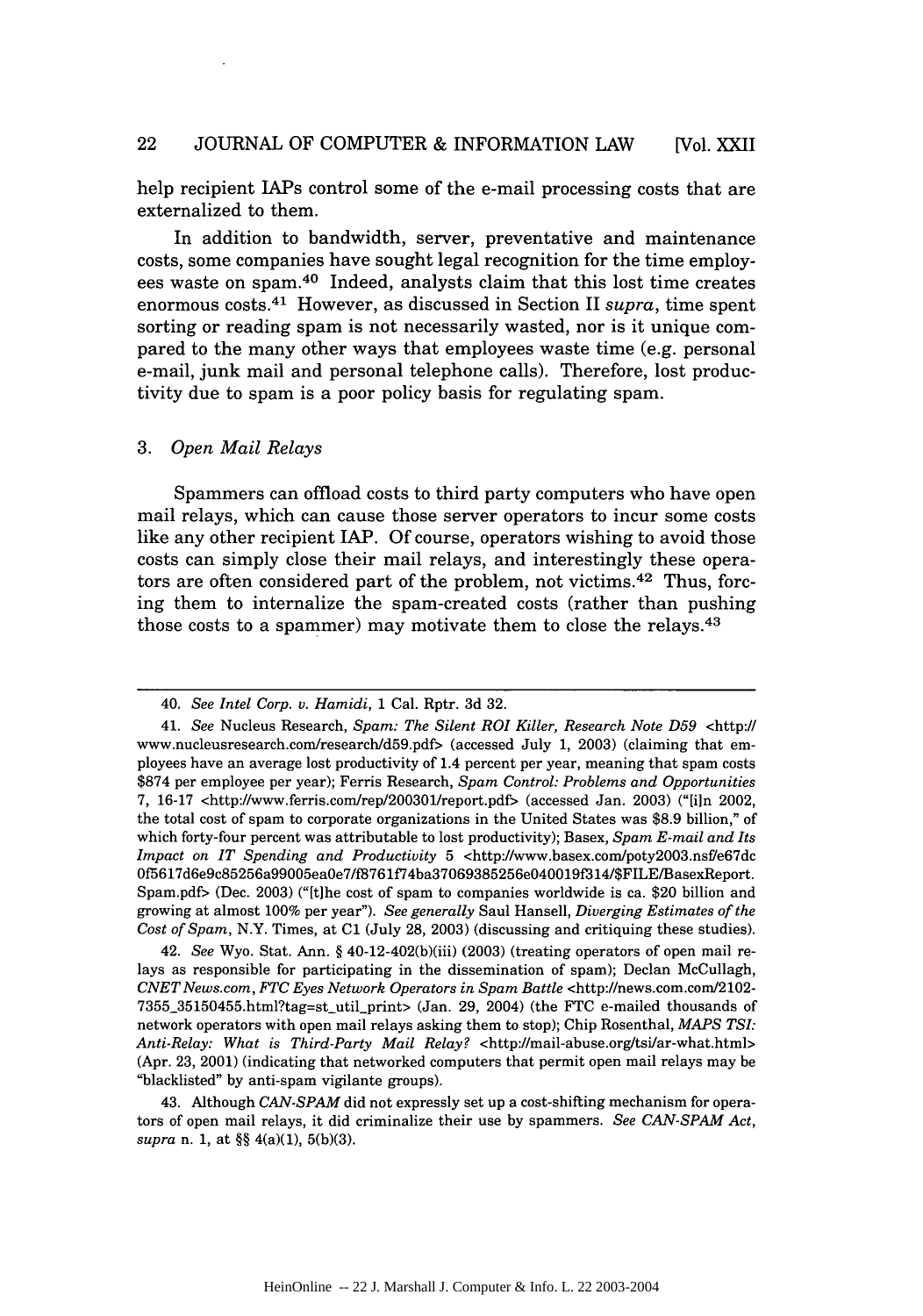help recipient IAPs control some of the e-mail processing costs that are externalized to them.

In addition to bandwidth, server, preventative and maintenance costs, some companies have sought legal recognition for the time employees waste on spam.[40] Indeed, analysts claim that this lost time creates enormous costs.[41] However, as discussed in Section II *supra*, time spent sorting or reading spam is not necessarily wasted, nor is it unique compared to the many other ways that employees waste time (e.g. personal e-mail, junk mail and personal telephone calls). Therefore, lost productivity due to spam is a poor policy basis for regulating spam.

### 3. *Open Mail Relays*

Spammers can offload costs to third party computers who have open mail relays, which can cause those server operators to incur some costs like any other recipient IAP. Of course, operators wishing to avoid those costs can simply close their mail relays, and interestingly these operators are often considered part of the problem, not victims.[42] Thus, forcing them to internalize the spam-created costs (rather than pushing those costs to a spammer) may motivate them to close the relays.[43]

---

40. *See Intel Corp. v. Hamidi*, 1 Cal. Rptr. 3d 32.

41. *See* Nucleus Research, *Spam: The Silent ROI Killer, Research Note D59* <http://www.nucleusresearch.com/research/d59.pdf> (accessed July 1, 2003) (claiming that employees have an average lost productivity of 1.4 percent per year, meaning that spam costs $874 per employee per year); Ferris Research, *Spam Control: Problems and Opportunities* 7, 16-17 <http://www.ferris.com/rep/200301/report.pdf> (accessed Jan. 2003) ("[i]n 2002, the total cost of spam to corporate organizations in the United States was $8.9 billion," of which forty-four percent was attributable to lost productivity); Basex, *Spam E-mail and Its Impact on IT Spending and Productivity* 5 <http://www.basex.com/poty2003.nsf/e67dc0f5617d6e9c85256a99005ea0e7/f8761f74ba37069385256e040019f314/$FILE/BasexReport.Spam.pdf> (Dec. 2003) ("[t]he cost of spam to companies worldwide is ca. $20 billion and growing at almost 100% per year"). *See generally* Saul Hansell, *Diverging Estimates of the Cost of Spam*, N.Y. Times, at C1 (July 28, 2003) (discussing and critiquing these studies).

42. *See* Wyo. Stat. Ann. § 40-12-402(b)(iii) (2003) (treating operators of open mail relays as responsible for participating in the dissemination of spam); Declan McCullagh, *CNET News.com*, *FTC Eyes Network Operators in Spam Battle* <http://news.com.com/2102-7355_35150455.html?tag=st_util_print> (Jan. 29, 2004) (the FTC e-mailed thousands of network operators with open mail relays asking them to stop); Chip Rosenthal, *MAPS TSI: Anti-Relay: What is Third-Party Mail Relay?* <http://mail-abuse.org/tsi/ar-what.html> (Apr. 23, 2001) (indicating that networked computers that permit open mail relays may be "blacklisted" by anti-spam vigilante groups).

43. Although *CAN-SPAM* did not expressly set up a cost-shifting mechanism for operators of open mail relays, it did criminalize their use by spammers. *See CAN-SPAM Act*, *supra* n. 1, at §§ 4(a)(1), 5(b)(3).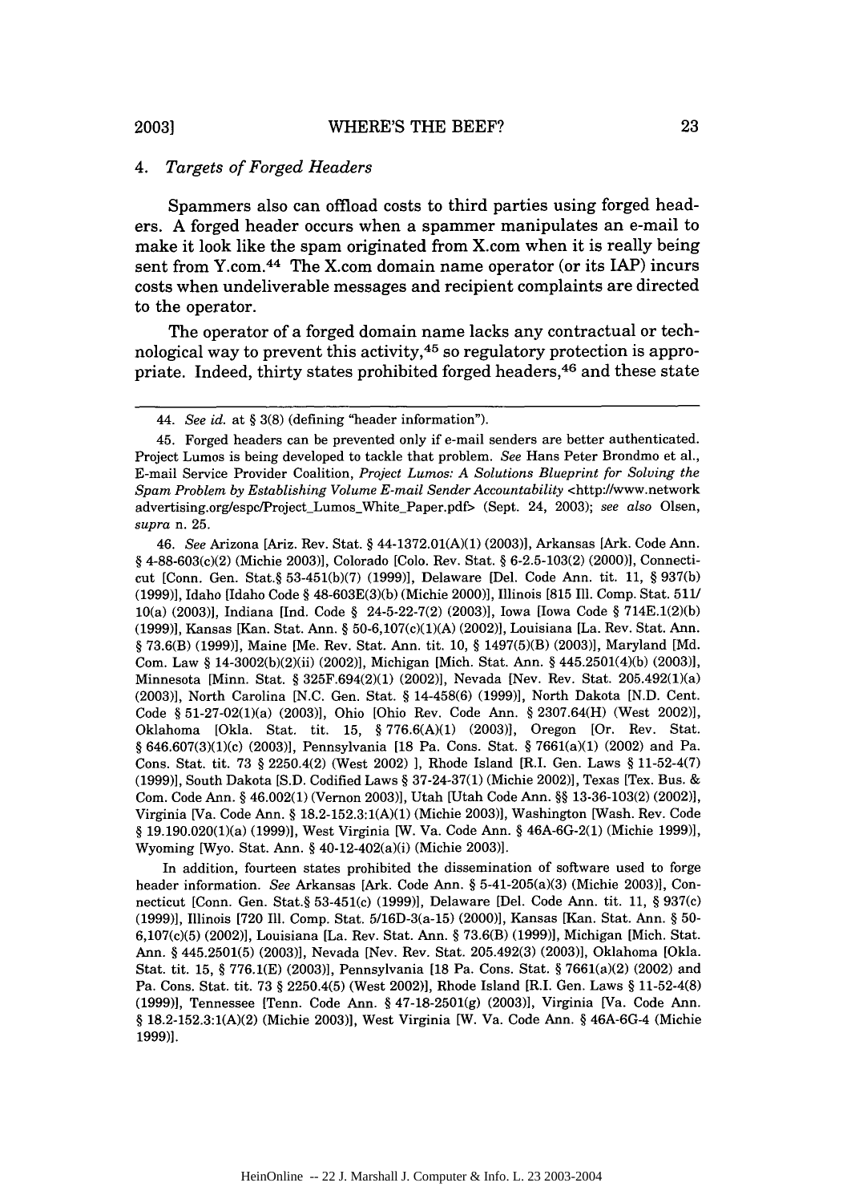### 4. *Targets of Forged Headers*

Spammers also can offload costs to third parties using forged headers. A forged header occurs when a spammer manipulates an e-mail to make it look like the spam originated from X.com when it is really being sent from Y.com.[44] The X.com domain name operator (or its IAP) incurs costs when undeliverable messages and recipient complaints are directed to the operator.

The operator of a forged domain name lacks any contractual or technological way to prevent this activity,[45] so regulatory protection is appropriate. Indeed, thirty states prohibited forged headers,[46] and these state

---

44. *See id.* at § 3(8) (defining "header information").

45. Forged headers can be prevented only if e-mail senders are better authenticated. Project Lumos is being developed to tackle that problem. *See* Hans Peter Brondmo et al., E-mail Service Provider Coalition, *Project Lumos: A Solutions Blueprint for Solving the Spam Problem by Establishing Volume E-mail Sender Accountability* <http://www.networkadvertising.org/espc/Project_Lumos_White_Paper.pdf> (Sept. 24, 2003); *see also* Olsen, *supra* n. 25.

46. *See* Arizona [Ariz. Rev. Stat. § 44-1372.01(A)(1) (2003)], Arkansas [Ark. Code Ann. § 4-88-603(c)(2) (Michie 2003)], Colorado [Colo. Rev. Stat. § 6-2.5-103(2) (2000)], Connecticut [Conn. Gen. Stat.§ 53-451(b)(7) (1999)], Delaware [Del. Code Ann. tit. 11, § 937(b) (1999)], Idaho [Idaho Code § 48-603E(3)(b) (Michie 2000)], Illinois [815 Ill. Comp. Stat. 511/10(a) (2003)], Indiana [Ind. Code § 24-5-22-7(2) (2003)], Iowa [Iowa Code § 714E.1(2)(b) (1999)], Kansas [Kan. Stat. Ann. § 50-6,107(c)(1)(A) (2002)], Louisiana [La. Rev. Stat. Ann. § 73.6(B) (1999)], Maine [Me. Rev. Stat. Ann. tit. 10, § 1497(5)(B) (2003)], Maryland [Md. Com. Law § 14-3002(b)(2)(ii) (2002)], Michigan [Mich. Stat. Ann. § 445.2501(4)(b) (2003)], Minnesota [Minn. Stat. § 325F.694(2)(1) (2002)], Nevada [Nev. Rev. Stat. 205.492(1)(a) (2003)], North Carolina [N.C. Gen. Stat. § 14-458(6) (1999)], North Dakota [N.D. Cent. Code § 51-27-02(1)(a) (2003)], Ohio [Ohio Rev. Code Ann. § 2307.64(H) (West 2002)], Oklahoma [Okla. Stat. tit. 15, § 776.6(A)(1) (2003)], Oregon [Or. Rev. Stat. § 646.607(3)(1)(c) (2003)], Pennsylvania [18 Pa. Cons. Stat. § 7661(a)(1) (2002) and Pa. Cons. Stat. tit. 73 § 2250.4(2) (West 2002) ], Rhode Island [R.I. Gen. Laws § 11-52-4(7) (1999)], South Dakota [S.D. Codified Laws § 37-24-37(1) (Michie 2002)], Texas [Tex. Bus. & Com. Code Ann. § 46.002(1) (Vernon 2003)], Utah [Utah Code Ann. §§ 13-36-103(2) (2002)], Virginia [Va. Code Ann. § 18.2-152.3:1(A)(1) (Michie 2003)], Washington [Wash. Rev. Code § 19.190.020(1)(a) (1999)], West Virginia [W. Va. Code Ann. § 46A-6G-2(1) (Michie 1999)], Wyoming [Wyo. Stat. Ann. § 40-12-402(a)(i) (Michie 2003)].

In addition, fourteen states prohibited the dissemination of software used to forge header information. *See* Arkansas [Ark. Code Ann. § 5-41-205(a)(3) (Michie 2003)], Connecticut [Conn. Gen. Stat.§ 53-451(c) (1999)], Delaware [Del. Code Ann. tit. 11, § 937(c) (1999)], Illinois [720 Ill. Comp. Stat. 5/16D-3(a-15) (2000)], Kansas [Kan. Stat. Ann. § 50-6,107(c)(5) (2002)], Louisiana [La. Rev. Stat. Ann. § 73.6(B) (1999)], Michigan [Mich. Stat. Ann. § 445.2501(5) (2003)], Nevada [Nev. Rev. Stat. 205.492(3) (2003)], Oklahoma [Okla. Stat. tit. 15, § 776.1(E) (2003)], Pennsylvania [18 Pa. Cons. Stat. § 7661(a)(2) (2002) and Pa. Cons. Stat. tit. 73 § 2250.4(5) (West 2002)], Rhode Island [R.I. Gen. Laws § 11-52-4(8) (1999)], Tennessee [Tenn. Code Ann. § 47-18-2501(g) (2003)], Virginia [Va. Code Ann. § 18.2-152.3:1(A)(2) (Michie 2003)], West Virginia [W. Va. Code Ann. § 46A-6G-4 (Michie 1999)].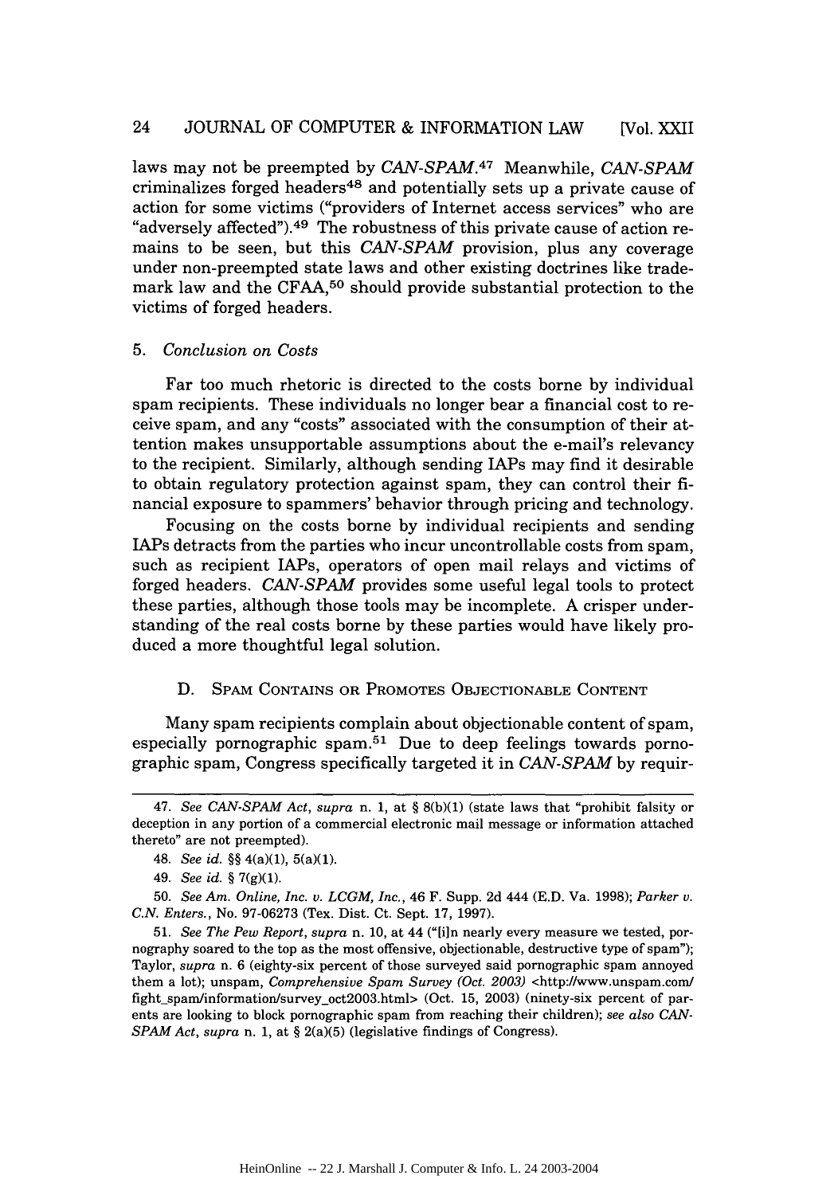laws may not be preempted by *CAN-SPAM*.[47] Meanwhile, *CAN-SPAM* criminalizes forged headers[48] and potentially sets up a private cause of action for some victims ("providers of Internet access services" who are "adversely affected").[49] The robustness of this private cause of action remains to be seen, but this *CAN-SPAM* provision, plus any coverage under non-preempted state laws and other existing doctrines like trademark law and the CFAA,[50] should provide substantial protection to the victims of forged headers.

### 5. *Conclusion on Costs*

Far too much rhetoric is directed to the costs borne by individual spam recipients. These individuals no longer bear a financial cost to receive spam, and any "costs" associated with the consumption of their attention makes unsupportable assumptions about the e-mail's relevancy to the recipient. Similarly, although sending IAPs may find it desirable to obtain regulatory protection against spam, they can control their financial exposure to spammers' behavior through pricing and technology.

Focusing on the costs borne by individual recipients and sending IAPs detracts from the parties who incur uncontrollable costs from spam, such as recipient IAPs, operators of open mail relays and victims of forged headers. *CAN-SPAM* provides some useful legal tools to protect these parties, although those tools may be incomplete. A crisper understanding of the real costs borne by these parties would have likely produced a more thoughtful legal solution.

## D. Spam Contains or Promotes Objectionable Content

Many spam recipients complain about objectionable content of spam, especially pornographic spam.[51] Due to deep feelings towards pornographic spam, Congress specifically targeted it in *CAN-SPAM* by requir-

---

47. *See CAN-SPAM Act, supra* n. 1, at § 8(b)(1) (state laws that "prohibit falsity or deception in any portion of a commercial electronic mail message or information attached thereto" are not preempted).

48. *See id.* §§ 4(a)(1), 5(a)(1).

49. *See id.* § 7(g)(1).

50. *See Am. Online, Inc. v. LCGM, Inc.*, 46 F. Supp. 2d 444 (E.D. Va. 1998); *Parker v. C.N. Enters.*, No. 97-06273 (Tex. Dist. Ct. Sept. 17, 1997).

51. *See The Pew Report, supra* n. 10, at 44 ("[i]n nearly every measure we tested, pornography soared to the top as the most offensive, objectionable, destructive type of spam"); Taylor, *supra* n. 6 (eighty-six percent of those surveyed said pornographic spam annoyed them a lot); unspam, *Comprehensive Spam Survey (Oct. 2003)* <http://www.unspam.com/fight_spam/information/survey_oct2003.html> (Oct. 15, 2003) (ninety-six percent of parents are looking to block pornographic spam from reaching their children); *see also CAN-SPAM Act, supra* n. 1, at § 2(a)(5) (legislative findings of Congress).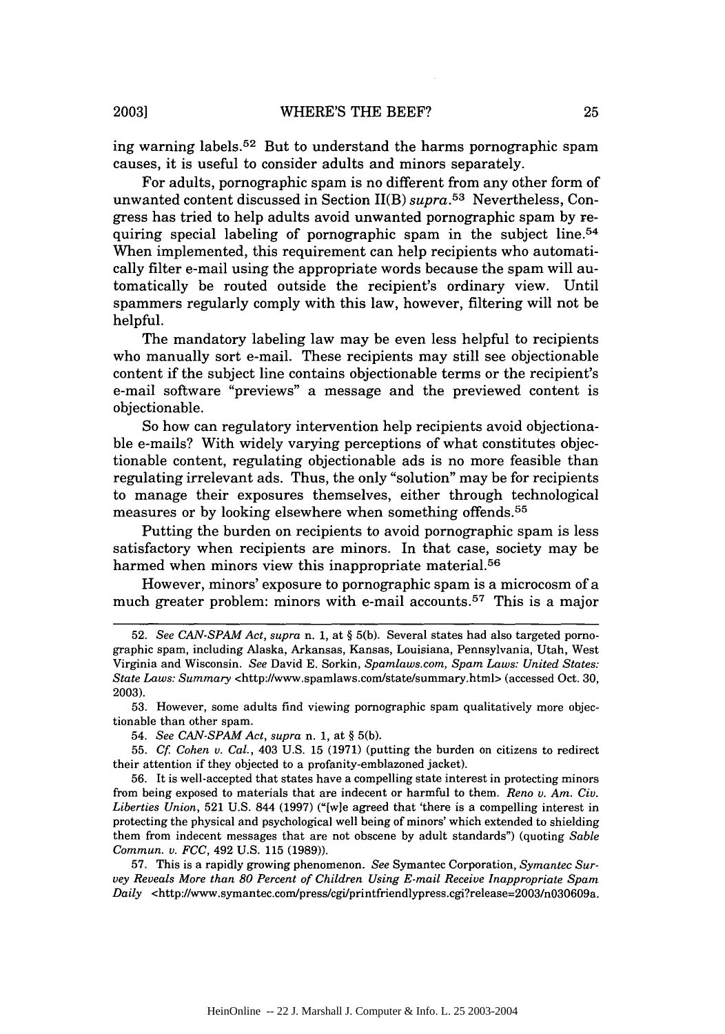ing warning labels.[52] But to understand the harms pornographic spam causes, it is useful to consider adults and minors separately.

For adults, pornographic spam is no different from any other form of unwanted content discussed in Section II(B) *supra*.[53] Nevertheless, Congress has tried to help adults avoid unwanted pornographic spam by requiring special labeling of pornographic spam in the subject line.[54] When implemented, this requirement can help recipients who automatically filter e-mail using the appropriate words because the spam will automatically be routed outside the recipient's ordinary view. Until spammers regularly comply with this law, however, filtering will not be helpful.

The mandatory labeling law may be even less helpful to recipients who manually sort e-mail. These recipients may still see objectionable content if the subject line contains objectionable terms or the recipient's e-mail software "previews" a message and the previewed content is objectionable.

So how can regulatory intervention help recipients avoid objectionable e-mails? With widely varying perceptions of what constitutes objectionable content, regulating objectionable ads is no more feasible than regulating irrelevant ads. Thus, the only "solution" may be for recipients to manage their exposures themselves, either through technological measures or by looking elsewhere when something offends.[55]

Putting the burden on recipients to avoid pornographic spam is less satisfactory when recipients are minors. In that case, society may be harmed when minors view this inappropriate material.[56]

However, minors' exposure to pornographic spam is a microcosm of a much greater problem: minors with e-mail accounts.[57] This is a major

---

52. *See CAN-SPAM Act*, *supra* n. 1, at § 5(b). Several states had also targeted pornographic spam, including Alaska, Arkansas, Kansas, Louisiana, Pennsylvania, Utah, West Virginia and Wisconsin. *See* David E. Sorkin, *Spamlaws.com, Spam Laws: United States: State Laws: Summary* <http://www.spamlaws.com/state/summary.html> (accessed Oct. 30, 2003).

53. However, some adults find viewing pornographic spam qualitatively more objectionable than other spam.

54. *See CAN-SPAM Act*, *supra* n. 1, at § 5(b).

55. *Cf. Cohen v. Cal.*, 403 U.S. 15 (1971) (putting the burden on citizens to redirect their attention if they objected to a profanity-emblazoned jacket).

56. It is well-accepted that states have a compelling state interest in protecting minors from being exposed to materials that are indecent or harmful to them. *Reno v. Am. Civ. Liberties Union*, 521 U.S. 844 (1997) ("[w]e agreed that 'there is a compelling interest in protecting the physical and psychological well being of minors' which extended to shielding them from indecent messages that are not obscene by adult standards") (quoting *Sable Commun. v. FCC*, 492 U.S. 115 (1989)).

57. This is a rapidly growing phenomenon. *See* Symantec Corporation, *Symantec Survey Reveals More than 80 Percent of Children Using E-mail Receive Inappropriate Spam Daily* <http://www.symantec.com/press/cgi/printfriendlypress.cgi?release=2003/n030609a.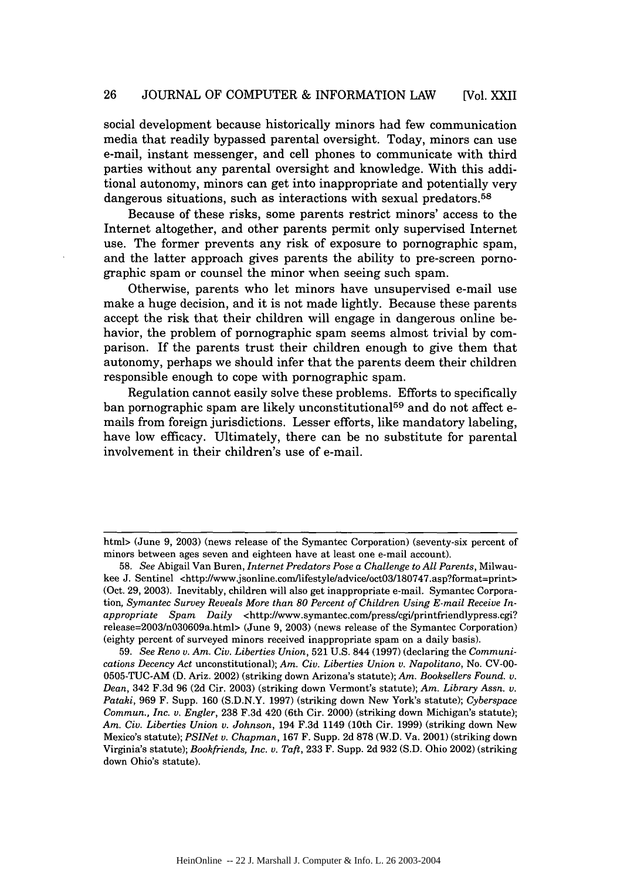social development because historically minors had few communication media that readily bypassed parental oversight. Today, minors can use e-mail, instant messenger, and cell phones to communicate with third parties without any parental oversight and knowledge. With this additional autonomy, minors can get into inappropriate and potentially very dangerous situations, such as interactions with sexual predators.[58]

Because of these risks, some parents restrict minors' access to the Internet altogether, and other parents permit only supervised Internet use. The former prevents any risk of exposure to pornographic spam, and the latter approach gives parents the ability to pre-screen pornographic spam or counsel the minor when seeing such spam.

Otherwise, parents who let minors have unsupervised e-mail use make a huge decision, and it is not made lightly. Because these parents accept the risk that their children will engage in dangerous online behavior, the problem of pornographic spam seems almost trivial by comparison. If the parents trust their children enough to give them that autonomy, perhaps we should infer that the parents deem their children responsible enough to cope with pornographic spam.

Regulation cannot easily solve these problems. Efforts to specifically ban pornographic spam are likely unconstitutional[59] and do not affect e-mails from foreign jurisdictions. Lesser efforts, like mandatory labeling, have low efficacy. Ultimately, there can be no substitute for parental involvement in their children's use of e-mail.

---

html> (June 9, 2003) (news release of the Symantec Corporation) (seventy-six percent of minors between ages seven and eighteen have at least one e-mail account).

58. *See* Abigail Van Buren, *Internet Predators Pose a Challenge to All Parents*, Milwaukee J. Sentinel <http://www.jsonline.com/lifestyle/advice/oct03/180747.asp?format=print> (Oct. 29, 2003). Inevitably, children will also get inappropriate e-mail. Symantec Corporation, *Symantec Survey Reveals More than 80 Percent of Children Using E-mail Receive Inappropriate Spam Daily* <http://www.symantec.com/press/cgi/printfriendlypress.cgi?release=2003/n030609a.html> (June 9, 2003) (news release of the Symantec Corporation) (eighty percent of surveyed minors received inappropriate spam on a daily basis).

59. *See Reno v. Am. Civ. Liberties Union*, 521 U.S. 844 (1997) (declaring the *Communications Decency Act* unconstitutional); *Am. Civ. Liberties Union v. Napolitano*, No. CV-00-0505-TUC-AM (D. Ariz. 2002) (striking down Arizona's statute); *Am. Booksellers Found. v. Dean*, 342 F.3d 96 (2d Cir. 2003) (striking down Vermont's statute); *Am. Library Assn. v. Pataki*, 969 F. Supp. 160 (S.D.N.Y. 1997) (striking down New York's statute); *Cyberspace Commun., Inc. v. Engler*, 238 F.3d 420 (6th Cir. 2000) (striking down Michigan's statute); *Am. Civ. Liberties Union v. Johnson*, 194 F.3d 1149 (10th Cir. 1999) (striking down New Mexico's statute); *PSINet v. Chapman*, 167 F. Supp. 2d 878 (W.D. Va. 2001) (striking down Virginia's statute); *Bookfriends, Inc. v. Taft*, 233 F. Supp. 2d 932 (S.D. Ohio 2002) (striking down Ohio's statute).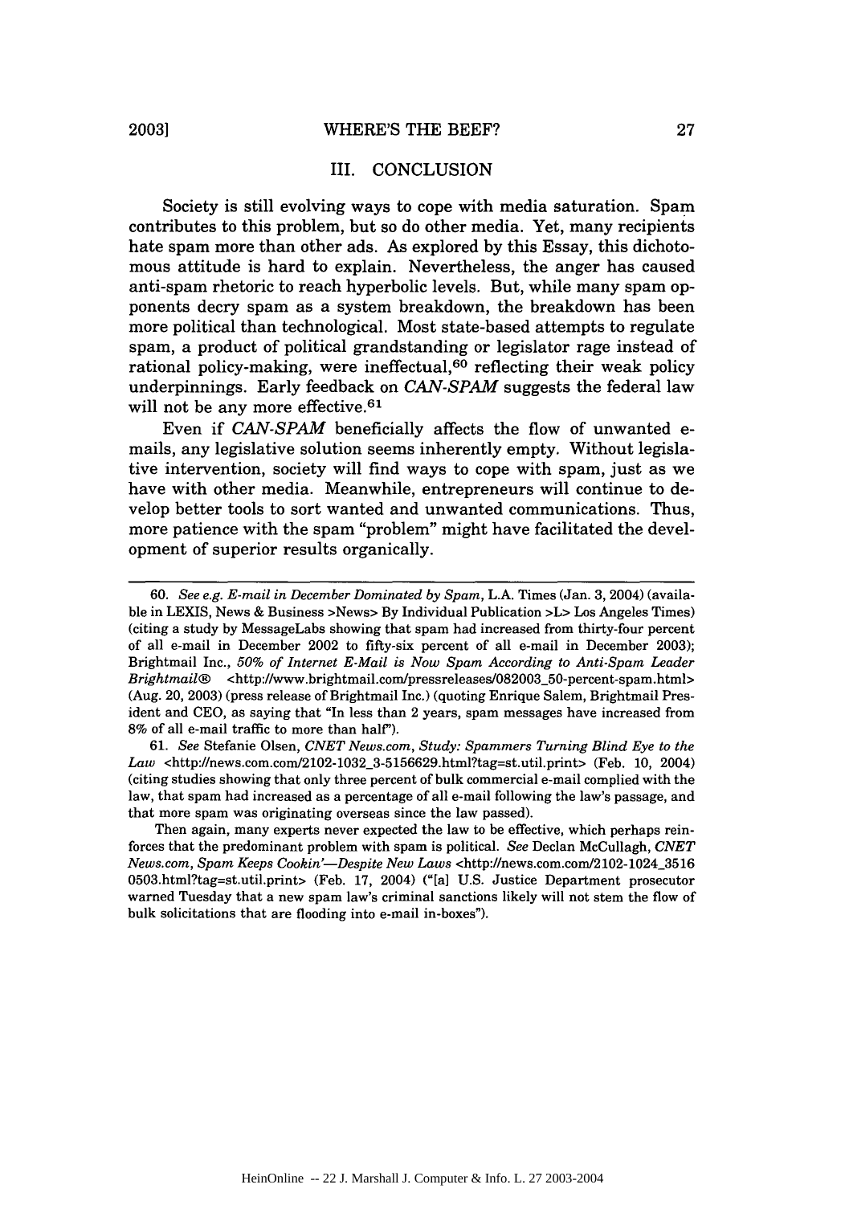## III. CONCLUSION

Society is still evolving ways to cope with media saturation. Spam contributes to this problem, but so do other media. Yet, many recipients hate spam more than other ads. As explored by this Essay, this dichotomous attitude is hard to explain. Nevertheless, the anger has caused anti-spam rhetoric to reach hyperbolic levels. But, while many spam opponents decry spam as a system breakdown, the breakdown has been more political than technological. Most state-based attempts to regulate spam, a product of political grandstanding or legislator rage instead of rational policy-making, were ineffectual,[60] reflecting their weak policy underpinnings. Early feedback on *CAN-SPAM* suggests the federal law will not be any more effective.[61]

Even if *CAN-SPAM* beneficially affects the flow of unwanted e-mails, any legislative solution seems inherently empty. Without legislative intervention, society will find ways to cope with spam, just as we have with other media. Meanwhile, entrepreneurs will continue to develop better tools to sort wanted and unwanted communications. Thus, more patience with the spam "problem" might have facilitated the development of superior results organically.

---

60. *See e.g. E-mail in December Dominated by Spam*, L.A. Times (Jan. 3, 2004) (available in LEXIS, News & Business >News> By Individual Publication >L> Los Angeles Times) (citing a study by MessageLabs showing that spam had increased from thirty-four percent of all e-mail in December 2002 to fifty-six percent of all e-mail in December 2003); Brightmail Inc., *50% of Internet E-Mail is Now Spam According to Anti-Spam Leader Brightmail®* <http://www.brightmail.com/pressreleases/082003_50-percent-spam.html> (Aug. 20, 2003) (press release of Brightmail Inc.) (quoting Enrique Salem, Brightmail President and CEO, as saying that "In less than 2 years, spam messages have increased from 8% of all e-mail traffic to more than half").

61. *See* Stefanie Olsen, *CNET News.com, Study: Spammers Turning Blind Eye to the Law* <http://news.com.com/2102-1032_3-5156629.html?tag=st.util.print> (Feb. 10, 2004) (citing studies showing that only three percent of bulk commercial e-mail complied with the law, that spam had increased as a percentage of all e-mail following the law's passage, and that more spam was originating overseas since the law passed).

Then again, many experts never expected the law to be effective, which perhaps reinforces that the predominant problem with spam is political. *See* Declan McCullagh, *CNET News.com, Spam Keeps Cookin'—Despite New Laws* <http://news.com.com/2102-1024_3516 0503.html?tag=st.util.print> (Feb. 17, 2004) ("[a] U.S. Justice Department prosecutor warned Tuesday that a new spam law's criminal sanctions likely will not stem the flow of bulk solicitations that are flooding into e-mail in-boxes").